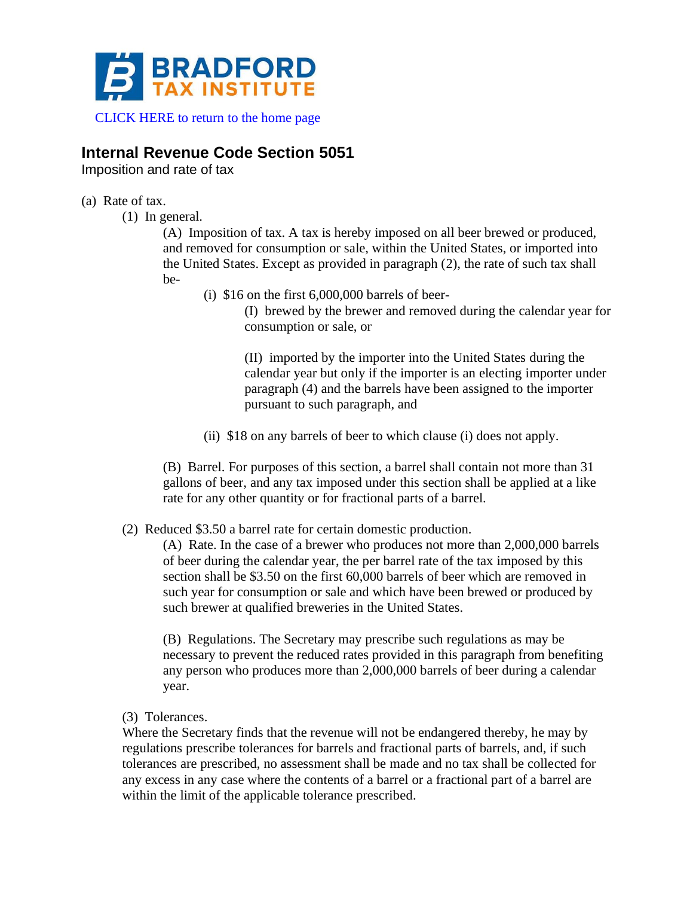BRADFORD TAX INSTITUTE

CLICK HERE to return to the home page

## Internal Revenue Code Section 5051

Imposition and rate of tax

(a) Rate of tax.

(1) In general.

(A) Imposition of tax. A tax is hereby imposed on all beer brewed or produced, and removed for consumption or sale, within the United States, or imported into the United States. Except as provided in paragraph (2), the rate of such tax shall be-

(i) $16 on the first 6,000,000 barrels of beer-

(I) brewed by the brewer and removed during the calendar year for consumption or sale, or

(II) imported by the importer into the United States during the calendar year but only if the importer is an electing importer under paragraph (4) and the barrels have been assigned to the importer pursuant to such paragraph, and

(ii) $18 on any barrels of beer to which clause (i) does not apply.

(B) Barrel. For purposes of this section, a barrel shall contain not more than 31 gallons of beer, and any tax imposed under this section shall be applied at a like rate for any other quantity or for fractional parts of a barrel.

(2) Reduced $3.50 a barrel rate for certain domestic production.

(A) Rate. In the case of a brewer who produces not more than 2,000,000 barrels of beer during the calendar year, the per barrel rate of the tax imposed by this section shall be $3.50 on the first 60,000 barrels of beer which are removed in such year for consumption or sale and which have been brewed or produced by such brewer at qualified breweries in the United States.

(B) Regulations. The Secretary may prescribe such regulations as may be necessary to prevent the reduced rates provided in this paragraph from benefiting any person who produces more than 2,000,000 barrels of beer during a calendar year.

(3) Tolerances.

Where the Secretary finds that the revenue will not be endangered thereby, he may by regulations prescribe tolerances for barrels and fractional parts of barrels, and, if such tolerances are prescribed, no assessment shall be made and no tax shall be collected for any excess in any case where the contents of a barrel or a fractional part of a barrel are within the limit of the applicable tolerance prescribed.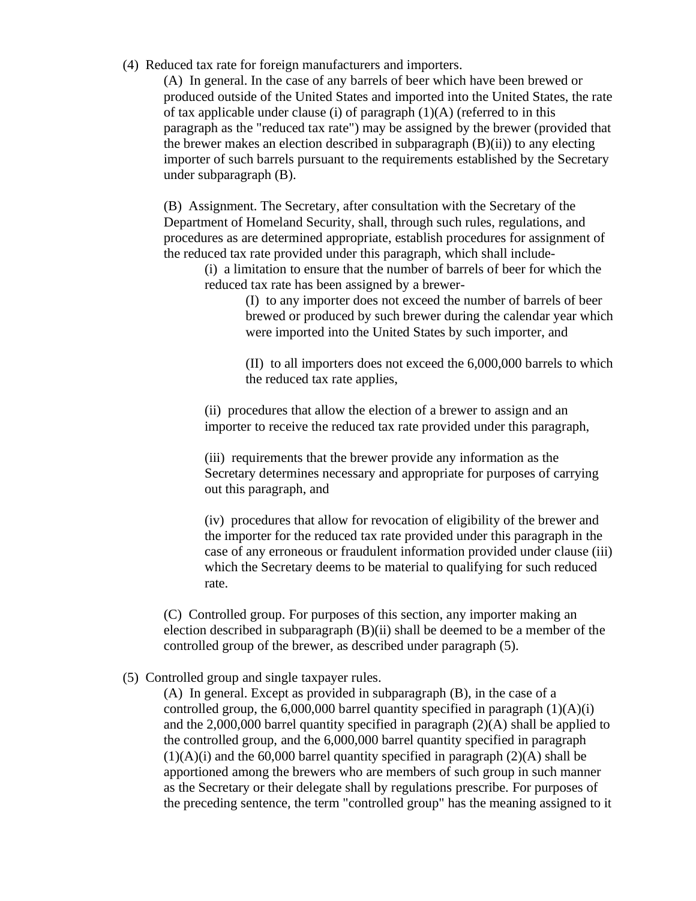(4) Reduced tax rate for foreign manufacturers and importers.

(A) In general. In the case of any barrels of beer which have been brewed or produced outside of the United States and imported into the United States, the rate of tax applicable under clause (i) of paragraph (1)(A) (referred to in this paragraph as the "reduced tax rate") may be assigned by the brewer (provided that the brewer makes an election described in subparagraph (B)(ii)) to any electing importer of such barrels pursuant to the requirements established by the Secretary under subparagraph (B).

(B) Assignment. The Secretary, after consultation with the Secretary of the Department of Homeland Security, shall, through such rules, regulations, and procedures as are determined appropriate, establish procedures for assignment of the reduced tax rate provided under this paragraph, which shall include-

(i) a limitation to ensure that the number of barrels of beer for which the reduced tax rate has been assigned by a brewer-

(I) to any importer does not exceed the number of barrels of beer brewed or produced by such brewer during the calendar year which were imported into the United States by such importer, and

(II) to all importers does not exceed the 6,000,000 barrels to which the reduced tax rate applies,

(ii) procedures that allow the election of a brewer to assign and an importer to receive the reduced tax rate provided under this paragraph,

(iii) requirements that the brewer provide any information as the Secretary determines necessary and appropriate for purposes of carrying out this paragraph, and

(iv) procedures that allow for revocation of eligibility of the brewer and the importer for the reduced tax rate provided under this paragraph in the case of any erroneous or fraudulent information provided under clause (iii) which the Secretary deems to be material to qualifying for such reduced rate.

(C) Controlled group. For purposes of this section, any importer making an election described in subparagraph (B)(ii) shall be deemed to be a member of the controlled group of the brewer, as described under paragraph (5).

(5) Controlled group and single taxpayer rules.

(A) In general. Except as provided in subparagraph (B), in the case of a controlled group, the 6,000,000 barrel quantity specified in paragraph (1)(A)(i) and the 2,000,000 barrel quantity specified in paragraph (2)(A) shall be applied to the controlled group, and the 6,000,000 barrel quantity specified in paragraph (1)(A)(i) and the 60,000 barrel quantity specified in paragraph (2)(A) shall be apportioned among the brewers who are members of such group in such manner as the Secretary or their delegate shall by regulations prescribe. For purposes of the preceding sentence, the term "controlled group" has the meaning assigned to it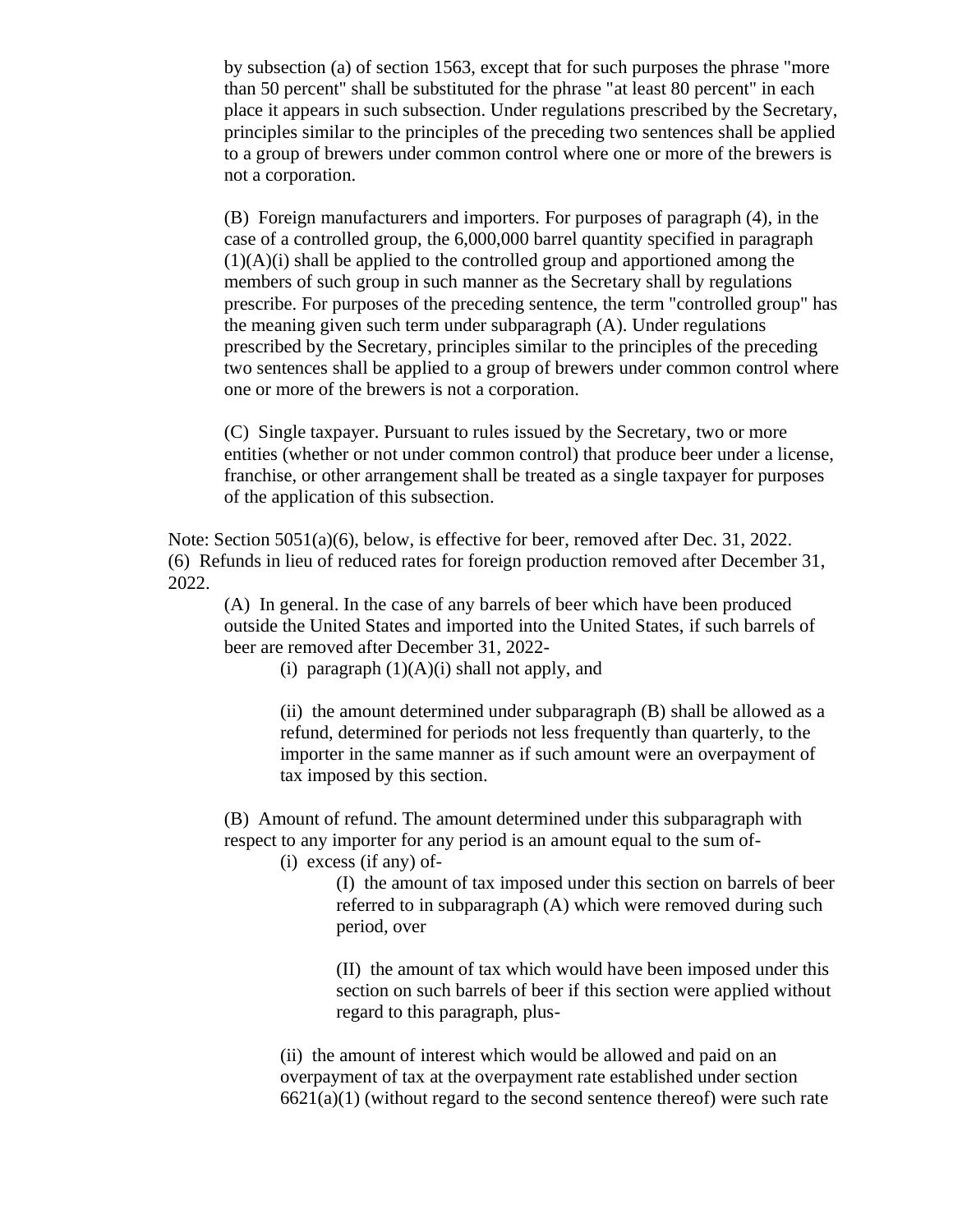by subsection (a) of section 1563, except that for such purposes the phrase "more than 50 percent" shall be substituted for the phrase "at least 80 percent" in each place it appears in such subsection. Under regulations prescribed by the Secretary, principles similar to the principles of the preceding two sentences shall be applied to a group of brewers under common control where one or more of the brewers is not a corporation.

(B) Foreign manufacturers and importers. For purposes of paragraph (4), in the case of a controlled group, the 6,000,000 barrel quantity specified in paragraph (1)(A)(i) shall be applied to the controlled group and apportioned among the members of such group in such manner as the Secretary shall by regulations prescribe. For purposes of the preceding sentence, the term "controlled group" has the meaning given such term under subparagraph (A). Under regulations prescribed by the Secretary, principles similar to the principles of the preceding two sentences shall be applied to a group of brewers under common control where one or more of the brewers is not a corporation.

(C) Single taxpayer. Pursuant to rules issued by the Secretary, two or more entities (whether or not under common control) that produce beer under a license, franchise, or other arrangement shall be treated as a single taxpayer for purposes of the application of this subsection.

Note: Section 5051(a)(6), below, is effective for beer, removed after Dec. 31, 2022.
(6) Refunds in lieu of reduced rates for foreign production removed after December 31, 2022.

(A) In general. In the case of any barrels of beer which have been produced outside the United States and imported into the United States, if such barrels of beer are removed after December 31, 2022-

(i) paragraph (1)(A)(i) shall not apply, and

(ii) the amount determined under subparagraph (B) shall be allowed as a refund, determined for periods not less frequently than quarterly, to the importer in the same manner as if such amount were an overpayment of tax imposed by this section.

(B) Amount of refund. The amount determined under this subparagraph with respect to any importer for any period is an amount equal to the sum of-

(i) excess (if any) of-

(I) the amount of tax imposed under this section on barrels of beer referred to in subparagraph (A) which were removed during such period, over

(II) the amount of tax which would have been imposed under this section on such barrels of beer if this section were applied without regard to this paragraph, plus-

(ii) the amount of interest which would be allowed and paid on an overpayment of tax at the overpayment rate established under section 6621(a)(1) (without regard to the second sentence thereof) were such rate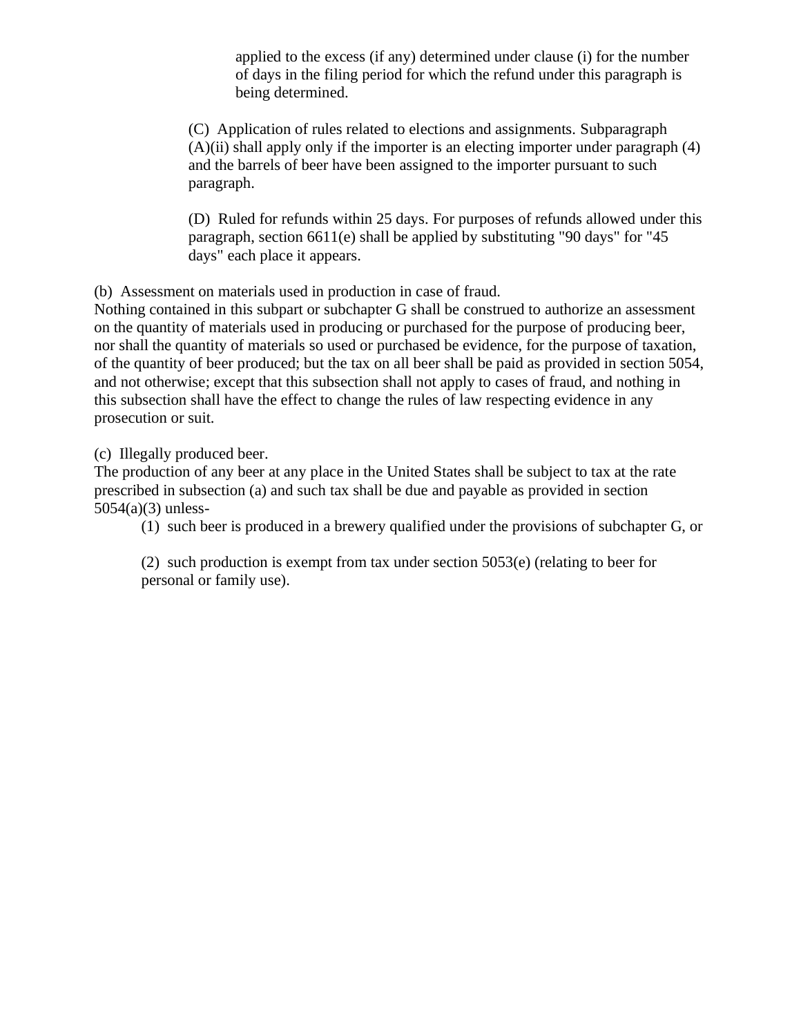applied to the excess (if any) determined under clause (i) for the number of days in the filing period for which the refund under this paragraph is being determined.

(C) Application of rules related to elections and assignments. Subparagraph (A)(ii) shall apply only if the importer is an electing importer under paragraph (4) and the barrels of beer have been assigned to the importer pursuant to such paragraph.

(D) Ruled for refunds within 25 days. For purposes of refunds allowed under this paragraph, section 6611(e) shall be applied by substituting "90 days" for "45 days" each place it appears.

(b) Assessment on materials used in production in case of fraud.
Nothing contained in this subpart or subchapter G shall be construed to authorize an assessment on the quantity of materials used in producing or purchased for the purpose of producing beer, nor shall the quantity of materials so used or purchased be evidence, for the purpose of taxation, of the quantity of beer produced; but the tax on all beer shall be paid as provided in section 5054, and not otherwise; except that this subsection shall not apply to cases of fraud, and nothing in this subsection shall have the effect to change the rules of law respecting evidence in any prosecution or suit.

(c) Illegally produced beer.
The production of any beer at any place in the United States shall be subject to tax at the rate prescribed in subsection (a) and such tax shall be due and payable as provided in section 5054(a)(3) unless-

(1) such beer is produced in a brewery qualified under the provisions of subchapter G, or

(2) such production is exempt from tax under section 5053(e) (relating to beer for personal or family use).